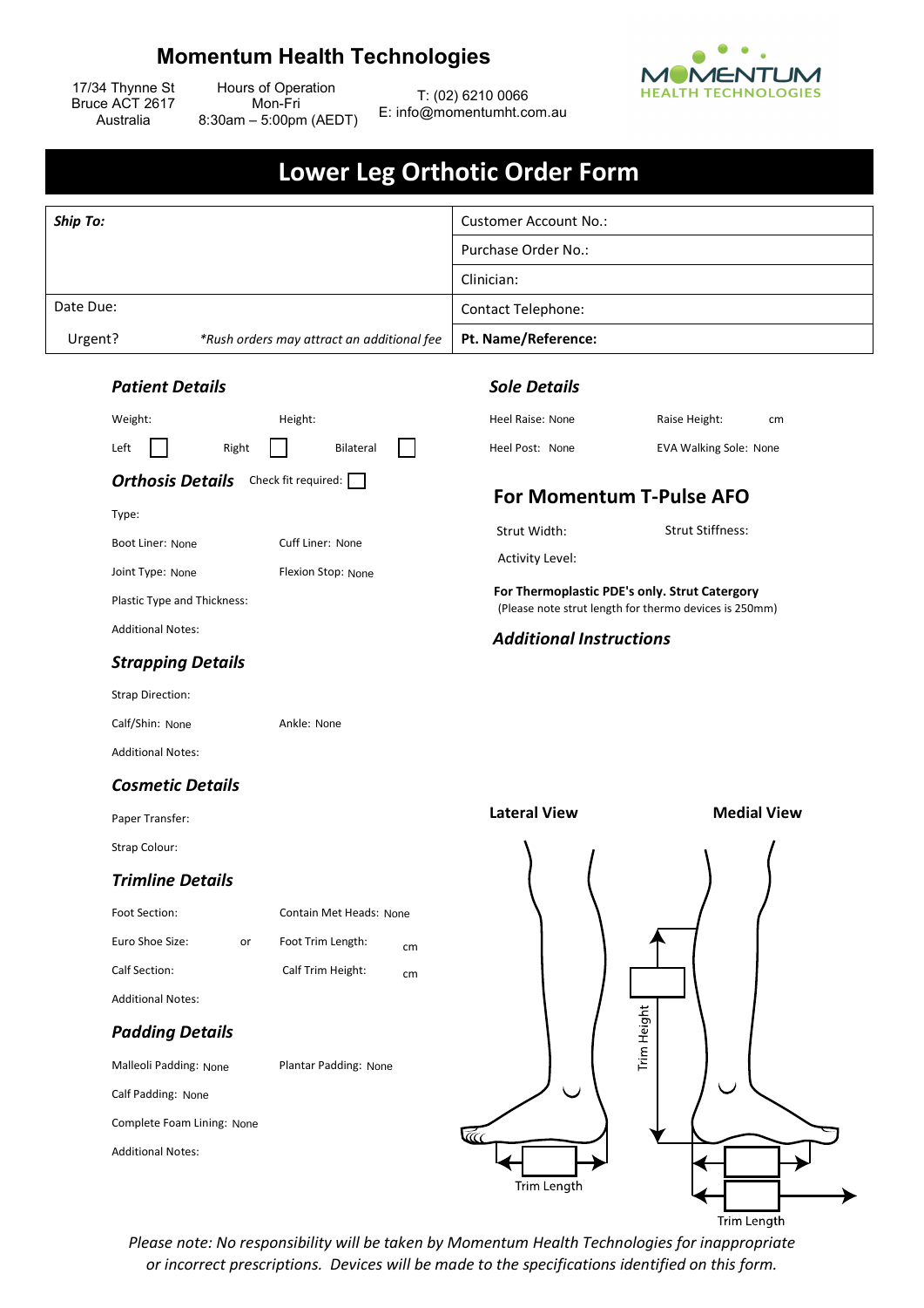# Momentum Health Technologies

17/34 Thynne St
Bruce ACT 2617
Australia

Hours of Operation
Mon-Fri
8:30am – 5:00pm (AEDT)

T: (02) 6210 0066
E: info@momentumht.com.au

MOMENTUM HEALTH TECHNOLOGIES

## Lower Leg Orthotic Order Form

| *Ship To:* | Customer Account No.: |
|---|---|
| | Purchase Order No.: |
| | Clinician: |
| Date Due: | Contact Telephone: |
| Urgent? *\*Rush orders may attract an additional fee* | **Pt. Name/Reference:** |

### *Patient Details*

Weight: Height:

Left ☐ Right ☐ Bilateral ☐

### *Orthosis Details*

Check fit required: ☐

Type:

Boot Liner: None Cuff Liner: None

Joint Type: None Flexion Stop: None

Plastic Type and Thickness:

Additional Notes:

### *Strapping Details*

Strap Direction:

Calf/Shin: None Ankle: None

Additional Notes:

### *Cosmetic Details*

Paper Transfer:

Strap Colour:

### *Trimline Details*

Foot Section: Contain Met Heads: None

Euro Shoe Size: or Foot Trim Length: cm

Calf Section: Calf Trim Height: cm

Additional Notes:

### *Padding Details*

Malleoli Padding: None Plantar Padding: None

Calf Padding: None

Complete Foam Lining: None

Additional Notes:

### *Sole Details*

Heel Raise: None Raise Height: cm

Heel Post: None EVA Walking Sole: None

### For Momentum T-Pulse AFO

Strut Width: Strut Stiffness:

Activity Level:

**For Thermoplastic PDE's only. Strut Catergory**
(Please note strut length for thermo devices is 250mm)

### *Additional Instructions*

**Lateral View** **Medial View**

Trim Height

Trim Length

Trim Length

*Please note: No responsibility will be taken by Momentum Health Technologies for inappropriate or incorrect prescriptions. Devices will be made to the specifications identified on this form.*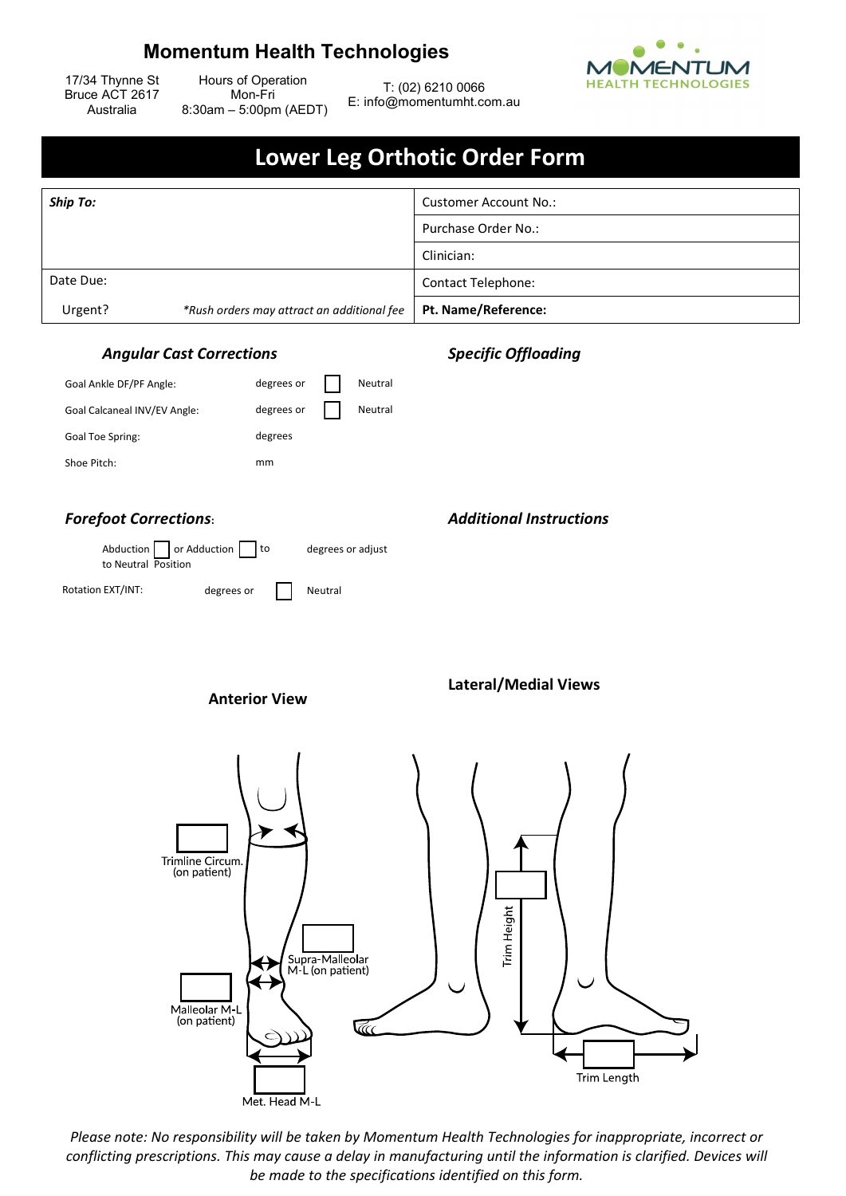# Momentum Health Technologies

17/34 Thynne St
Bruce ACT 2617
Australia

Hours of Operation
Mon-Fri
8:30am – 5:00pm (AEDT)

T: (02) 6210 0066
E: info@momentumht.com.au

## Lower Leg Orthotic Order Form

| | |
|---|---|
| ***Ship To:*** | Customer Account No.: |
| | Purchase Order No.: |
| | Clinician: |
| Date Due: | Contact Telephone: |
| Urgent? *\*Rush orders may attract an additional fee* | **Pt. Name/Reference:** |

### *Angular Cast Corrections*

Goal Ankle DF/PF Angle: degrees or ☐ Neutral

Goal Calcaneal INV/EV Angle: degrees or ☐ Neutral

Goal Toe Spring: degrees

Shoe Pitch: mm

### *Specific Offloading*

### *Forefoot Corrections*:

Abduction ☐ or Adduction ☐ to degrees or adjust to Neutral Position

Rotation EXT/INT: degrees or ☐ Neutral

### *Additional Instructions*

**Anterior View**

Trimline Circum. (on patient)

Supra-Malleolar M-L (on patient)

Malleolar M-L (on patient)

Met. Head M-L

**Lateral/Medial Views**

Trim Height

Trim Length

*Please note: No responsibility will be taken by Momentum Health Technologies for inappropriate, incorrect or conflicting prescriptions. This may cause a delay in manufacturing until the information is clarified. Devices will be made to the specifications identified on this form.*